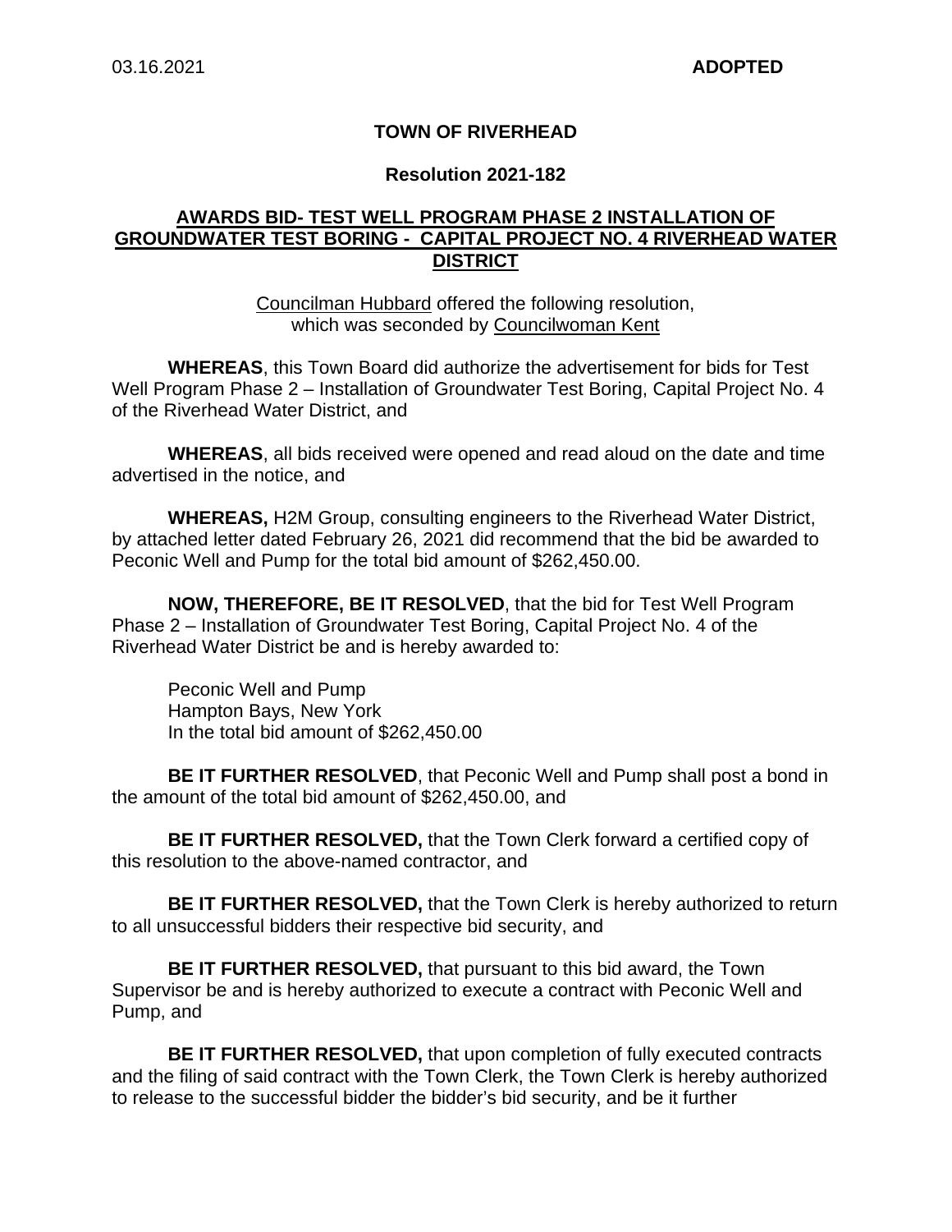03.16.2021 **ADOPTED**

# TOWN OF RIVERHEAD

## Resolution 2021-182

## AWARDS BID- TEST WELL PROGRAM PHASE 2 INSTALLATION OF GROUNDWATER TEST BORING - CAPITAL PROJECT NO. 4 RIVERHEAD WATER DISTRICT

Councilman Hubbard offered the following resolution,
which was seconded by Councilwoman Kent

**WHEREAS**, this Town Board did authorize the advertisement for bids for Test Well Program Phase 2 – Installation of Groundwater Test Boring, Capital Project No. 4 of the Riverhead Water District, and

**WHEREAS**, all bids received were opened and read aloud on the date and time advertised in the notice, and

**WHEREAS,** H2M Group, consulting engineers to the Riverhead Water District, by attached letter dated February 26, 2021 did recommend that the bid be awarded to Peconic Well and Pump for the total bid amount of $262,450.00.

**NOW, THEREFORE, BE IT RESOLVED**, that the bid for Test Well Program Phase 2 – Installation of Groundwater Test Boring, Capital Project No. 4 of the Riverhead Water District be and is hereby awarded to:

Peconic Well and Pump
Hampton Bays, New York
In the total bid amount of $262,450.00

**BE IT FURTHER RESOLVED**, that Peconic Well and Pump shall post a bond in the amount of the total bid amount of $262,450.00, and

**BE IT FURTHER RESOLVED,** that the Town Clerk forward a certified copy of this resolution to the above-named contractor, and

**BE IT FURTHER RESOLVED,** that the Town Clerk is hereby authorized to return to all unsuccessful bidders their respective bid security, and

**BE IT FURTHER RESOLVED,** that pursuant to this bid award, the Town Supervisor be and is hereby authorized to execute a contract with Peconic Well and Pump, and

**BE IT FURTHER RESOLVED,** that upon completion of fully executed contracts and the filing of said contract with the Town Clerk, the Town Clerk is hereby authorized to release to the successful bidder the bidder's bid security, and be it further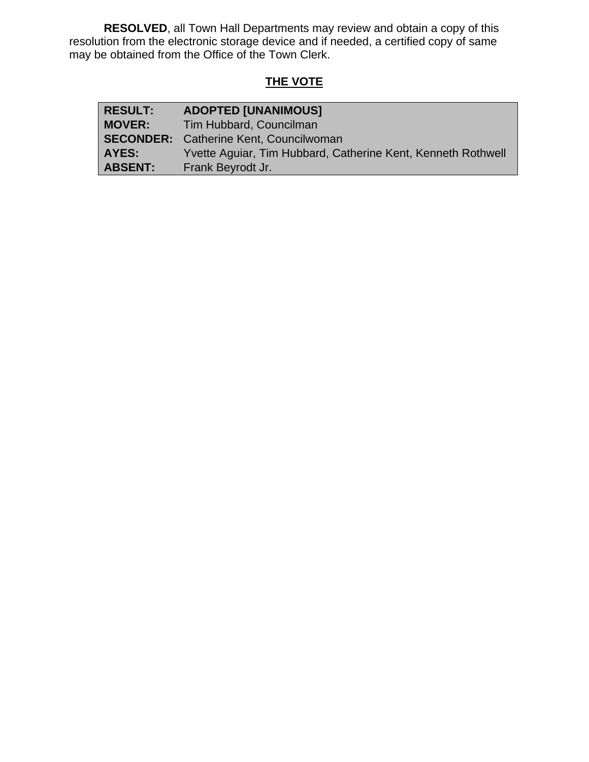**RESOLVED**, all Town Hall Departments may review and obtain a copy of this resolution from the electronic storage device and if needed, a certified copy of same may be obtained from the Office of the Town Clerk.

## THE VOTE

| | |
|---|---|
| **RESULT:** | **ADOPTED [UNANIMOUS]** |
| **MOVER:** | Tim Hubbard, Councilman |
| **SECONDER:** | Catherine Kent, Councilwoman |
| **AYES:** | Yvette Aguiar, Tim Hubbard, Catherine Kent, Kenneth Rothwell |
| **ABSENT:** | Frank Beyrodt Jr. |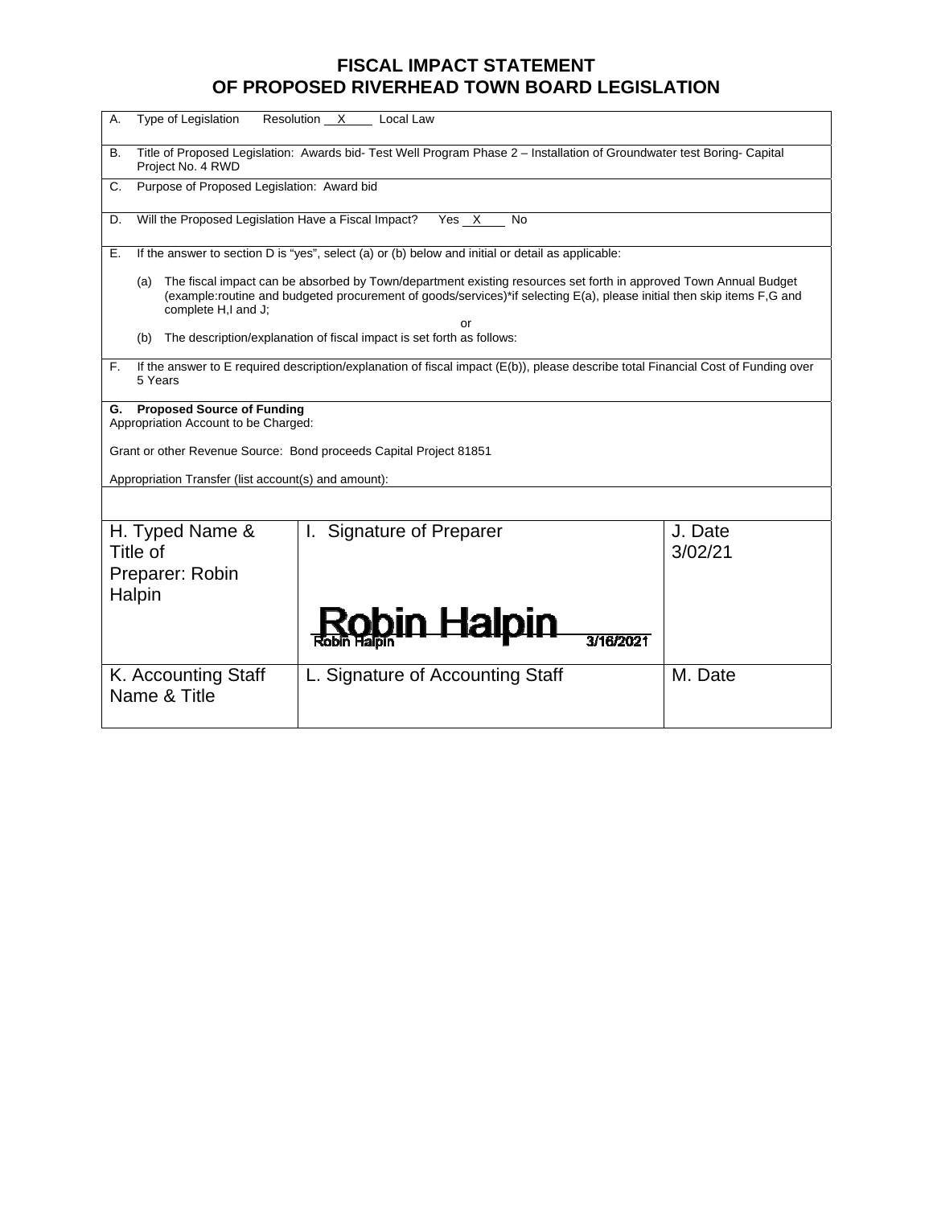# FISCAL IMPACT STATEMENT
# OF PROPOSED RIVERHEAD TOWN BOARD LEGISLATION

A. Type of Legislation Resolution __X____ Local Law

B. Title of Proposed Legislation: Awards bid- Test Well Program Phase 2 – Installation of Groundwater test Boring- Capital Project No. 4 RWD

C. Purpose of Proposed Legislation: Award bid

D. Will the Proposed Legislation Have a Fiscal Impact? Yes __X____ No

E. If the answer to section D is "yes", select (a) or (b) below and initial or detail as applicable:

(a) The fiscal impact can be absorbed by Town/department existing resources set forth in approved Town Annual Budget (example:routine and budgeted procurement of goods/services)*if selecting E(a), please initial then skip items F,G and complete H,I and J;

or

(b) The description/explanation of fiscal impact is set forth as follows:

F. If the answer to E required description/explanation of fiscal impact (E(b)), please describe total Financial Cost of Funding over 5 Years

**G. Proposed Source of Funding**
Appropriation Account to be Charged:

Grant or other Revenue Source: Bond proceeds Capital Project 81851

Appropriation Transfer (list account(s) and amount):

| | | |
|---|---|---|
| H. Typed Name & Title of Preparer: Robin Halpin | I. Signature of Preparer<br>Robin Halpin<br>Robin Halpin 3/16/2021 | J. Date<br>3/02/21 |
| K. Accounting Staff Name & Title | L. Signature of Accounting Staff | M. Date |